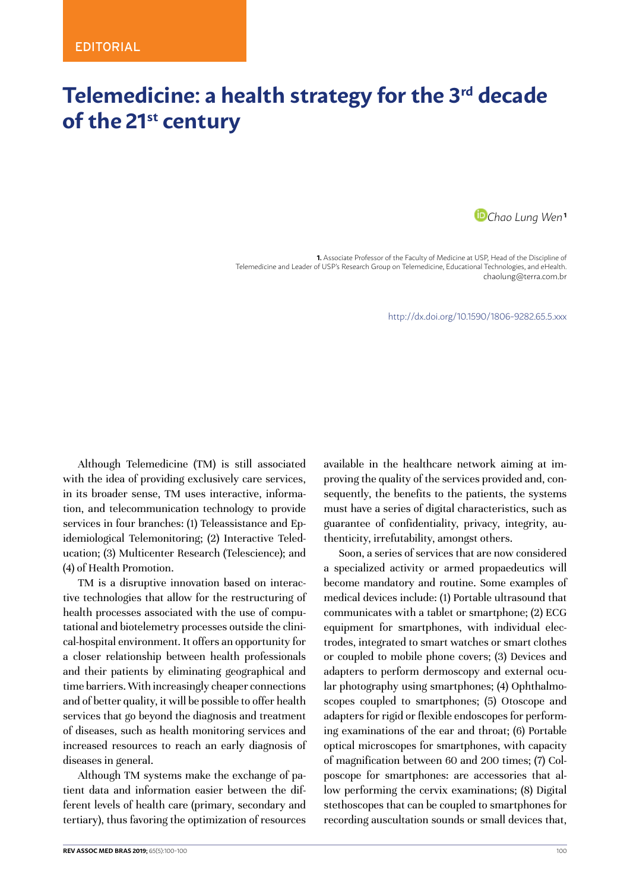EDITORIAL

# Telemedicine: a health strategy for the 3rd decade of the 21st century

Chao Lung Wen[1]

**1.** Associate Professor of the Faculty of Medicine at USP, Head of the Discipline of Telemedicine and Leader of USP's Research Group on Telemedicine, Educational Technologies, and eHealth. chaolung@terra.com.br

http://dx.doi.org/10.1590/1806-9282.65.5.xxx

Although Telemedicine (TM) is still associated with the idea of providing exclusively care services, in its broader sense, TM uses interactive, information, and telecommunication technology to provide services in four branches: (1) Teleassistance and Epidemiological Telemonitoring; (2) Interactive Teleducation; (3) Multicenter Research (Telescience); and (4) of Health Promotion.

TM is a disruptive innovation based on interactive technologies that allow for the restructuring of health processes associated with the use of computational and biotelemetry processes outside the clinical-hospital environment. It offers an opportunity for a closer relationship between health professionals and their patients by eliminating geographical and time barriers. With increasingly cheaper connections and of better quality, it will be possible to offer health services that go beyond the diagnosis and treatment of diseases, such as health monitoring services and increased resources to reach an early diagnosis of diseases in general.

Although TM systems make the exchange of patient data and information easier between the different levels of health care (primary, secondary and tertiary), thus favoring the optimization of resources available in the healthcare network aiming at improving the quality of the services provided and, consequently, the benefits to the patients, the systems must have a series of digital characteristics, such as guarantee of confidentiality, privacy, integrity, authenticity, irrefutability, amongst others.

Soon, a series of services that are now considered a specialized activity or armed propaedeutics will become mandatory and routine. Some examples of medical devices include: (1) Portable ultrasound that communicates with a tablet or smartphone; (2) ECG equipment for smartphones, with individual electrodes, integrated to smart watches or smart clothes or coupled to mobile phone covers; (3) Devices and adapters to perform dermoscopy and external ocular photography using smartphones; (4) Ophthalmoscopes coupled to smartphones; (5) Otoscope and adapters for rigid or flexible endoscopes for performing examinations of the ear and throat; (6) Portable optical microscopes for smartphones, with capacity of magnification between 60 and 200 times; (7) Colposcope for smartphones: are accessories that allow performing the cervix examinations; (8) Digital stethoscopes that can be coupled to smartphones for recording auscultation sounds or small devices that,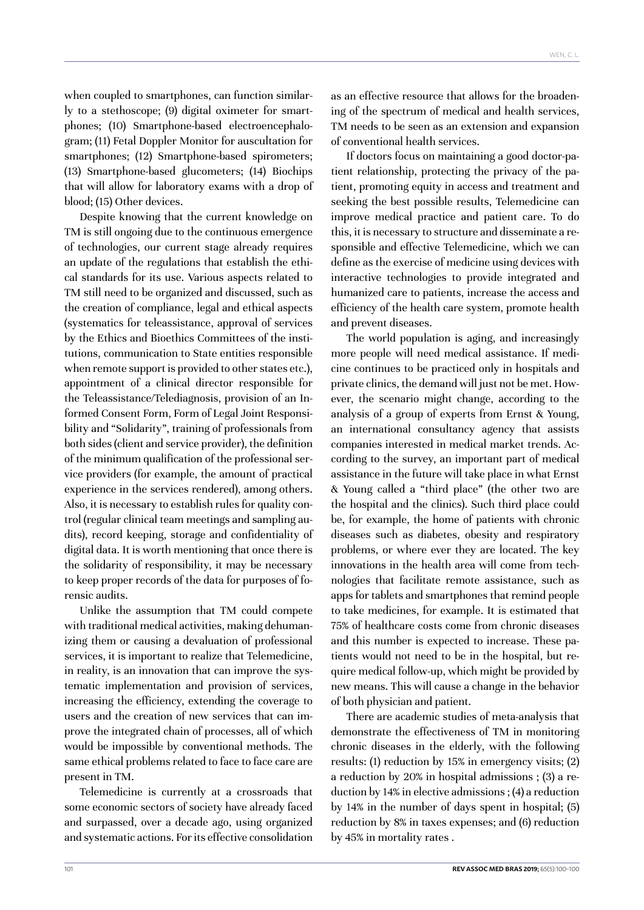when coupled to smartphones, can function similarly to a stethoscope; (9) digital oximeter for smartphones; (10) Smartphone-based electroencephalogram; (11) Fetal Doppler Monitor for auscultation for smartphones; (12) Smartphone-based spirometers; (13) Smartphone-based glucometers; (14) Biochips that will allow for laboratory exams with a drop of blood; (15) Other devices.

Despite knowing that the current knowledge on TM is still ongoing due to the continuous emergence of technologies, our current stage already requires an update of the regulations that establish the ethical standards for its use. Various aspects related to TM still need to be organized and discussed, such as the creation of compliance, legal and ethical aspects (systematics for teleassistance, approval of services by the Ethics and Bioethics Committees of the institutions, communication to State entities responsible when remote support is provided to other states etc.), appointment of a clinical director responsible for the Teleassistance/Telediagnosis, provision of an Informed Consent Form, Form of Legal Joint Responsibility and "Solidarity", training of professionals from both sides (client and service provider), the definition of the minimum qualification of the professional service providers (for example, the amount of practical experience in the services rendered), among others. Also, it is necessary to establish rules for quality control (regular clinical team meetings and sampling audits), record keeping, storage and confidentiality of digital data. It is worth mentioning that once there is the solidarity of responsibility, it may be necessary to keep proper records of the data for purposes of forensic audits.

Unlike the assumption that TM could compete with traditional medical activities, making dehumanizing them or causing a devaluation of professional services, it is important to realize that Telemedicine, in reality, is an innovation that can improve the systematic implementation and provision of services, increasing the efficiency, extending the coverage to users and the creation of new services that can improve the integrated chain of processes, all of which would be impossible by conventional methods. The same ethical problems related to face to face care are present in TM.

Telemedicine is currently at a crossroads that some economic sectors of society have already faced and surpassed, over a decade ago, using organized and systematic actions. For its effective consolidation as an effective resource that allows for the broadening of the spectrum of medical and health services, TM needs to be seen as an extension and expansion of conventional health services.

If doctors focus on maintaining a good doctor-patient relationship, protecting the privacy of the patient, promoting equity in access and treatment and seeking the best possible results, Telemedicine can improve medical practice and patient care. To do this, it is necessary to structure and disseminate a responsible and effective Telemedicine, which we can define as the exercise of medicine using devices with interactive technologies to provide integrated and humanized care to patients, increase the access and efficiency of the health care system, promote health and prevent diseases.

The world population is aging, and increasingly more people will need medical assistance. If medicine continues to be practiced only in hospitals and private clinics, the demand will just not be met. However, the scenario might change, according to the analysis of a group of experts from Ernst & Young, an international consultancy agency that assists companies interested in medical market trends. According to the survey, an important part of medical assistance in the future will take place in what Ernst & Young called a "third place" (the other two are the hospital and the clinics). Such third place could be, for example, the home of patients with chronic diseases such as diabetes, obesity and respiratory problems, or where ever they are located. The key innovations in the health area will come from technologies that facilitate remote assistance, such as apps for tablets and smartphones that remind people to take medicines, for example. It is estimated that 75% of healthcare costs come from chronic diseases and this number is expected to increase. These patients would not need to be in the hospital, but require medical follow-up, which might be provided by new means. This will cause a change in the behavior of both physician and patient.

There are academic studies of meta-analysis that demonstrate the effectiveness of TM in monitoring chronic diseases in the elderly, with the following results: (1) reduction by 15% in emergency visits; (2) a reduction by 20% in hospital admissions ; (3) a reduction by 14% in elective admissions ; (4) a reduction by 14% in the number of days spent in hospital; (5) reduction by 8% in taxes expenses; and (6) reduction by 45% in mortality rates .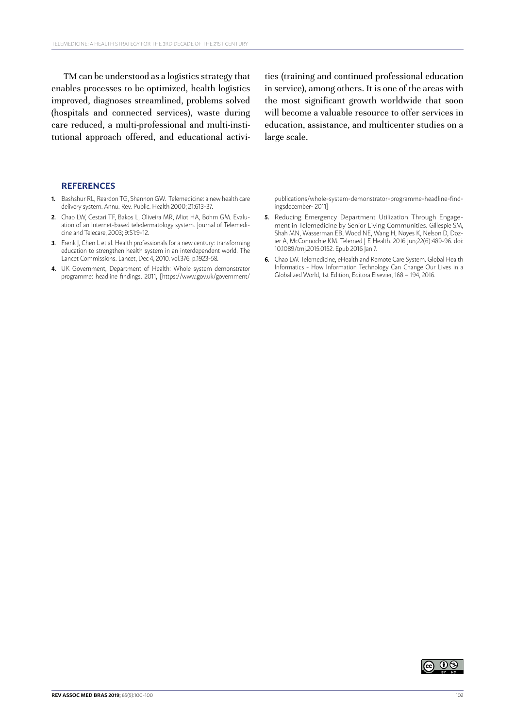TM can be understood as a logistics strategy that enables processes to be optimized, health logistics improved, diagnoses streamlined, problems solved (hospitals and connected services), waste during care reduced, a multi-professional and multi-institutional approach offered, and educational activities (training and continued professional education in service), among others. It is one of the areas with the most significant growth worldwide that soon will become a valuable resource to offer services in education, assistance, and multicenter studies on a large scale.

## REFERENCES

1. Bashshur RL, Reardon TG, Shannon GW. Telemedicine: a new health care delivery system. Annu. Rev. Public. Health 2000; 21:613-37.
2. Chao LW, Cestari TF, Bakos L, Oliveira MR, Miot HA, Böhm GM. Evaluation of an Internet-based teledermatology system. Journal of Telemedicine and Telecare, 2003; 9:S1:9-12.
3. Frenk J, Chen L et al. Health professionals for a new century: transforming education to strengthen health system in an interdependent world. The Lancet Commissions. Lancet, Dec 4, 2010. vol.376, p.1923-58.
4. UK Government, Department of Health: Whole system demonstrator programme: headline findings. 2011, [https://www.gov.uk/government/publications/whole-system-demonstrator-programme-headline-findingsdecember- 2011]
5. Reducing Emergency Department Utilization Through Engagement in Telemedicine by Senior Living Communities. Gillespie SM, Shah MN, Wasserman EB, Wood NE, Wang H, Noyes K, Nelson D, Dozier A, McConnochie KM. Telemed J E Health. 2016 Jun;22(6):489-96. doi: 10.1089/tmj.2015.0152. Epub 2016 Jan 7.
6. Chao LW. Telemedicine, eHealth and Remote Care System. Global Health Informatics - How Information Technology Can Change Our Lives in a Globalized World, 1st Edition, Editora Elsevier, 168 – 194, 2016.